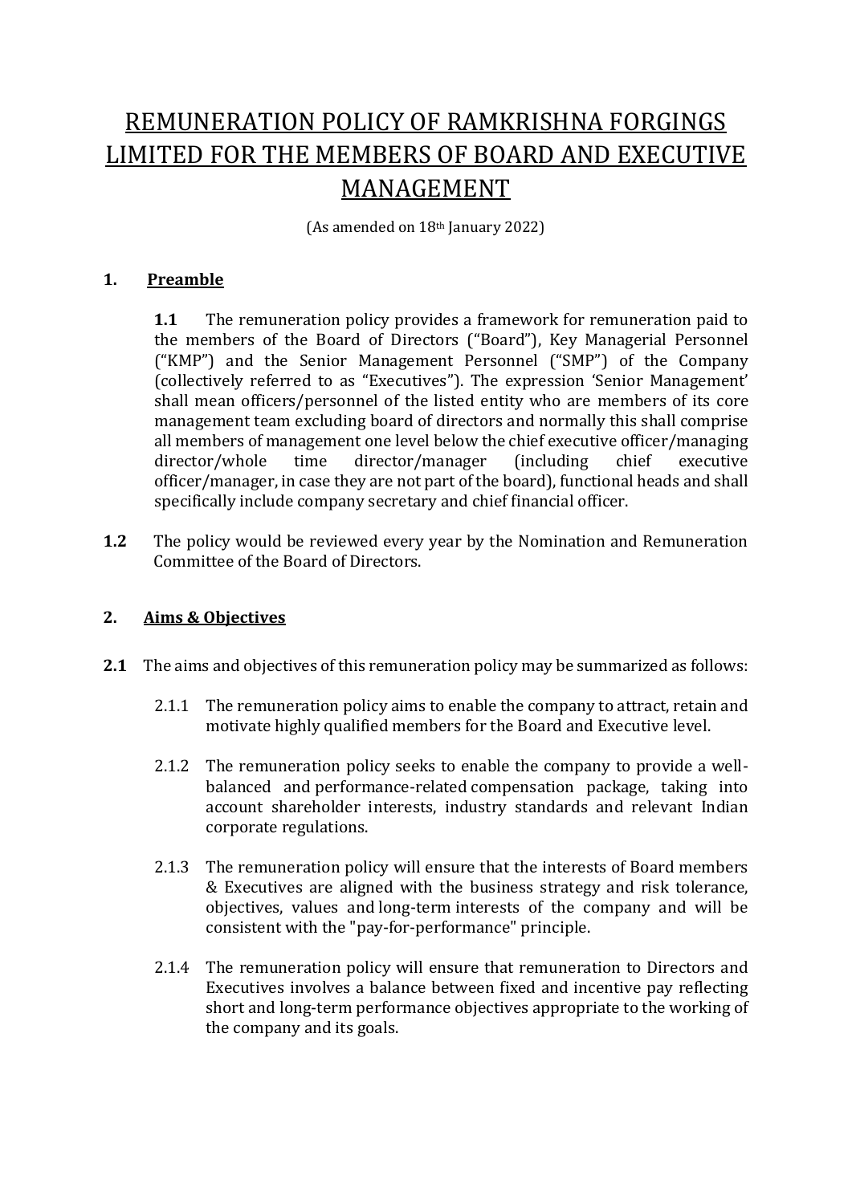# REMUNERATION POLICY OF RAMKRISHNA FORGINGS LIMITED FOR THE MEMBERS OF BOARD AND EXECUTIVE MANAGEMENT

(As amended on 18th January 2022)

## 1. Preamble

**1.1** The remuneration policy provides a framework for remuneration paid to the members of the Board of Directors ("Board"), Key Managerial Personnel ("KMP") and the Senior Management Personnel ("SMP") of the Company (collectively referred to as "Executives"). The expression 'Senior Management' shall mean officers/personnel of the listed entity who are members of its core management team excluding board of directors and normally this shall comprise all members of management one level below the chief executive officer/managing director/whole time director/manager (including chief executive officer/manager, in case they are not part of the board), functional heads and shall specifically include company secretary and chief financial officer.

**1.2** The policy would be reviewed every year by the Nomination and Remuneration Committee of the Board of Directors.

## 2. Aims & Objectives

**2.1** The aims and objectives of this remuneration policy may be summarized as follows:

2.1.1 The remuneration policy aims to enable the company to attract, retain and motivate highly qualified members for the Board and Executive level.

2.1.2 The remuneration policy seeks to enable the company to provide a well-balanced and performance-related compensation package, taking into account shareholder interests, industry standards and relevant Indian corporate regulations.

2.1.3 The remuneration policy will ensure that the interests of Board members & Executives are aligned with the business strategy and risk tolerance, objectives, values and long-term interests of the company and will be consistent with the "pay-for-performance" principle.

2.1.4 The remuneration policy will ensure that remuneration to Directors and Executives involves a balance between fixed and incentive pay reflecting short and long-term performance objectives appropriate to the working of the company and its goals.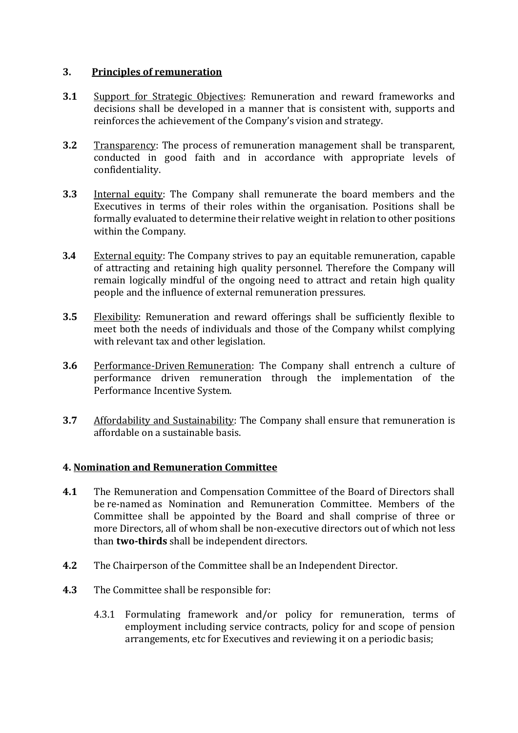## 3. <u>Principles of remuneration</u>

**3.1** <u>Support for Strategic Objectives</u>: Remuneration and reward frameworks and decisions shall be developed in a manner that is consistent with, supports and reinforces the achievement of the Company's vision and strategy.

**3.2** <u>Transparency</u>: The process of remuneration management shall be transparent, conducted in good faith and in accordance with appropriate levels of confidentiality.

**3.3** <u>Internal equity</u>: The Company shall remunerate the board members and the Executives in terms of their roles within the organisation. Positions shall be formally evaluated to determine their relative weight in relation to other positions within the Company.

**3.4** <u>External equity</u>: The Company strives to pay an equitable remuneration, capable of attracting and retaining high quality personnel. Therefore the Company will remain logically mindful of the ongoing need to attract and retain high quality people and the influence of external remuneration pressures.

**3.5** <u>Flexibility</u>: Remuneration and reward offerings shall be sufficiently flexible to meet both the needs of individuals and those of the Company whilst complying with relevant tax and other legislation.

**3.6** <u>Performance-Driven Remuneration</u>: The Company shall entrench a culture of performance driven remuneration through the implementation of the Performance Incentive System.

**3.7** <u>Affordability and Sustainability</u>: The Company shall ensure that remuneration is affordable on a sustainable basis.

## 4. <u>Nomination and Remuneration Committee</u>

**4.1** The Remuneration and Compensation Committee of the Board of Directors shall be re-named as Nomination and Remuneration Committee. Members of the Committee shall be appointed by the Board and shall comprise of three or more Directors, all of whom shall be non-executive directors out of which not less than **two-thirds** shall be independent directors.

**4.2** The Chairperson of the Committee shall be an Independent Director.

**4.3** The Committee shall be responsible for:

4.3.1 Formulating framework and/or policy for remuneration, terms of employment including service contracts, policy for and scope of pension arrangements, etc for Executives and reviewing it on a periodic basis;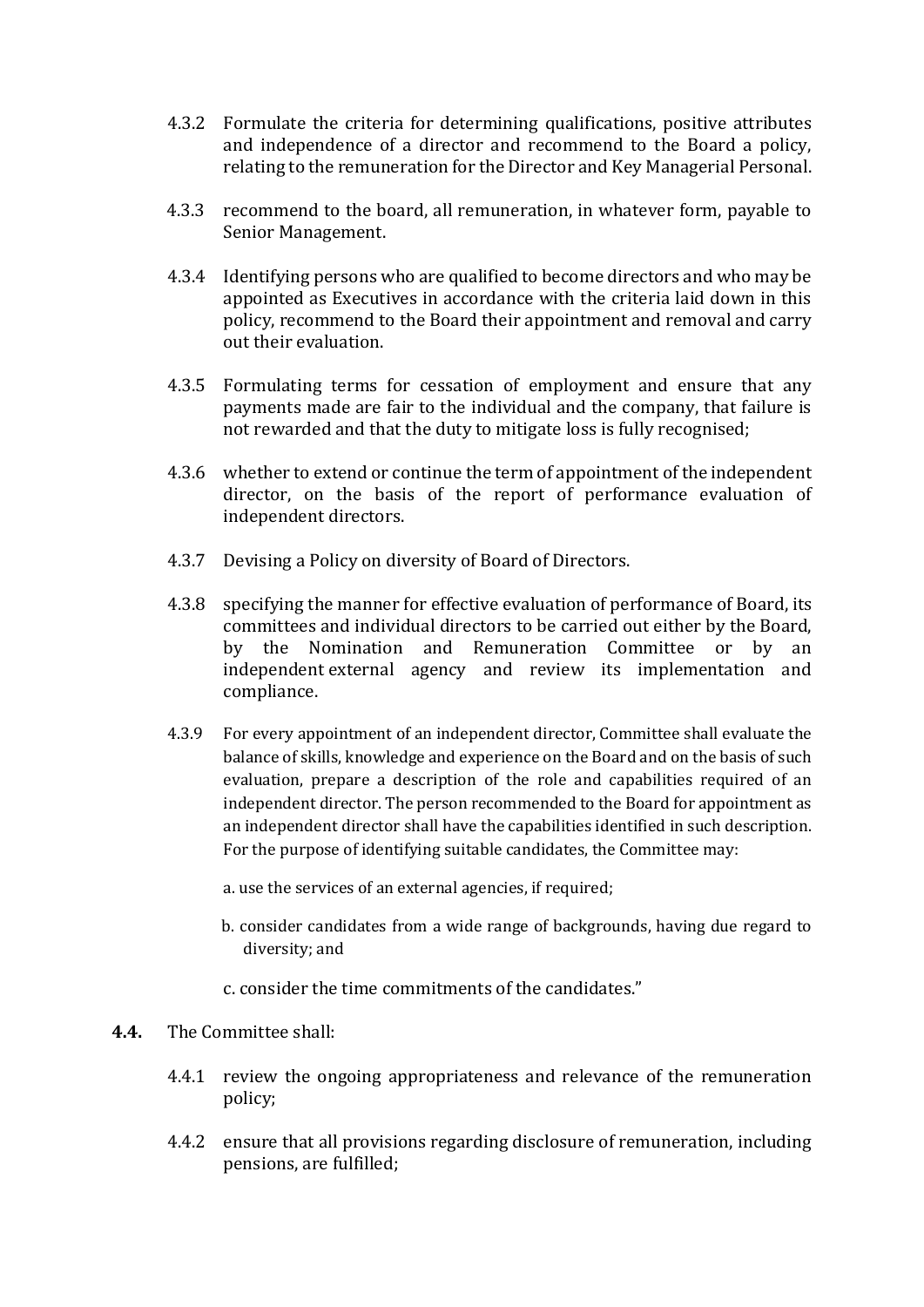4.3.2 Formulate the criteria for determining qualifications, positive attributes and independence of a director and recommend to the Board a policy, relating to the remuneration for the Director and Key Managerial Personal.

4.3.3 recommend to the board, all remuneration, in whatever form, payable to Senior Management.

4.3.4 Identifying persons who are qualified to become directors and who may be appointed as Executives in accordance with the criteria laid down in this policy, recommend to the Board their appointment and removal and carry out their evaluation.

4.3.5 Formulating terms for cessation of employment and ensure that any payments made are fair to the individual and the company, that failure is not rewarded and that the duty to mitigate loss is fully recognised;

4.3.6 whether to extend or continue the term of appointment of the independent director, on the basis of the report of performance evaluation of independent directors.

4.3.7 Devising a Policy on diversity of Board of Directors.

4.3.8 specifying the manner for effective evaluation of performance of Board, its committees and individual directors to be carried out either by the Board, by the Nomination and Remuneration Committee or by an independent external agency and review its implementation and compliance.

4.3.9 For every appointment of an independent director, Committee shall evaluate the balance of skills, knowledge and experience on the Board and on the basis of such evaluation, prepare a description of the role and capabilities required of an independent director. The person recommended to the Board for appointment as an independent director shall have the capabilities identified in such description. For the purpose of identifying suitable candidates, the Committee may:

a. use the services of an external agencies, if required;

b. consider candidates from a wide range of backgrounds, having due regard to diversity; and

c. consider the time commitments of the candidates."

**4.4.** The Committee shall:

4.4.1 review the ongoing appropriateness and relevance of the remuneration policy;

4.4.2 ensure that all provisions regarding disclosure of remuneration, including pensions, are fulfilled;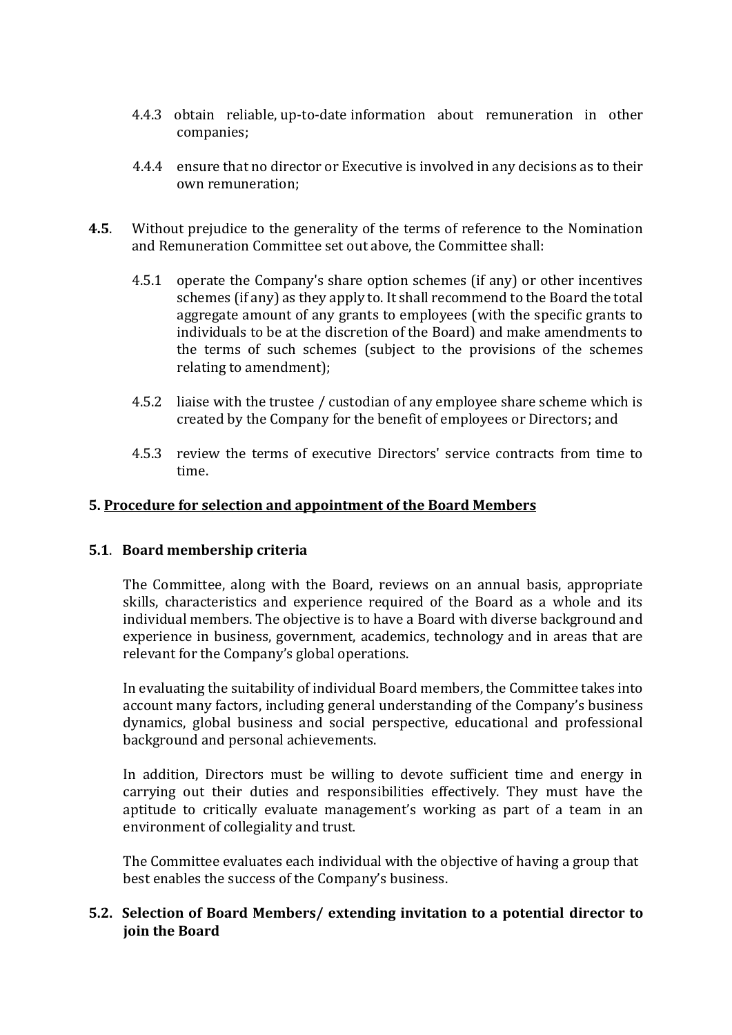4.4.3 obtain reliable, up-to-date information about remuneration in other companies;

4.4.4 ensure that no director or Executive is involved in any decisions as to their own remuneration;

**4.5**. Without prejudice to the generality of the terms of reference to the Nomination and Remuneration Committee set out above, the Committee shall:

4.5.1 operate the Company's share option schemes (if any) or other incentives schemes (if any) as they apply to. It shall recommend to the Board the total aggregate amount of any grants to employees (with the specific grants to individuals to be at the discretion of the Board) and make amendments to the terms of such schemes (subject to the provisions of the schemes relating to amendment);

4.5.2 liaise with the trustee / custodian of any employee share scheme which is created by the Company for the benefit of employees or Directors; and

4.5.3 review the terms of executive Directors' service contracts from time to time.

## 5. Procedure for selection and appointment of the Board Members

### 5.1. Board membership criteria

The Committee, along with the Board, reviews on an annual basis, appropriate skills, characteristics and experience required of the Board as a whole and its individual members. The objective is to have a Board with diverse background and experience in business, government, academics, technology and in areas that are relevant for the Company's global operations.

In evaluating the suitability of individual Board members, the Committee takes into account many factors, including general understanding of the Company's business dynamics, global business and social perspective, educational and professional background and personal achievements.

In addition, Directors must be willing to devote sufficient time and energy in carrying out their duties and responsibilities effectively. They must have the aptitude to critically evaluate management's working as part of a team in an environment of collegiality and trust.

The Committee evaluates each individual with the objective of having a group that best enables the success of the Company's business.

### 5.2. Selection of Board Members/ extending invitation to a potential director to join the Board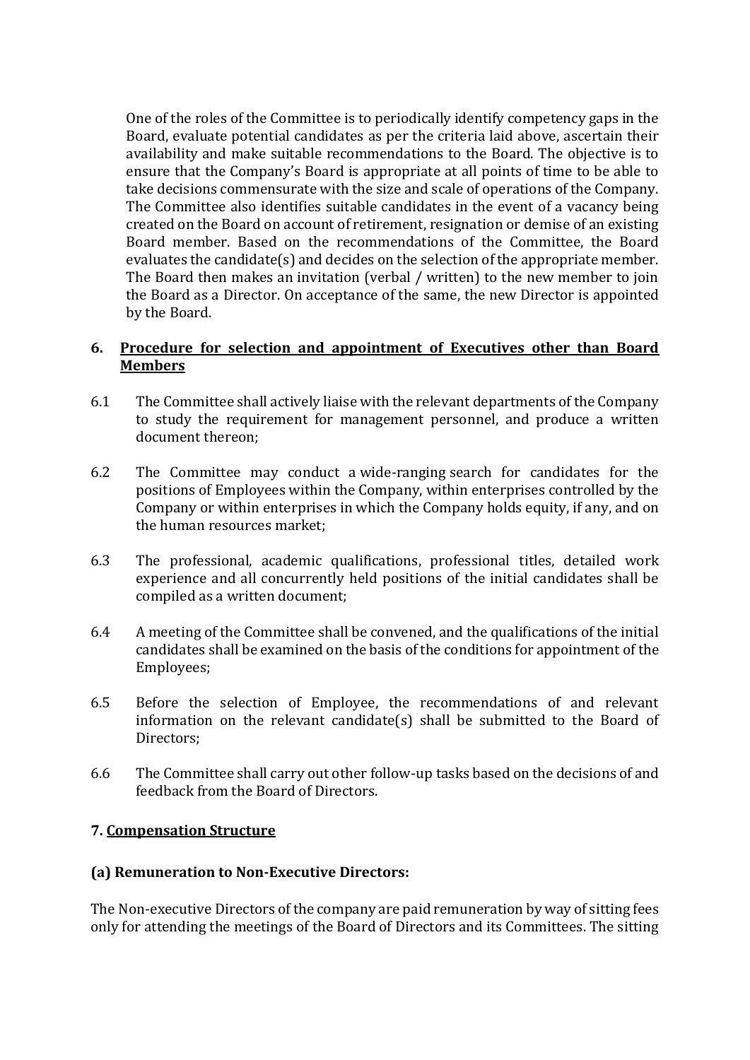One of the roles of the Committee is to periodically identify competency gaps in the Board, evaluate potential candidates as per the criteria laid above, ascertain their availability and make suitable recommendations to the Board. The objective is to ensure that the Company's Board is appropriate at all points of time to be able to take decisions commensurate with the size and scale of operations of the Company. The Committee also identifies suitable candidates in the event of a vacancy being created on the Board on account of retirement, resignation or demise of an existing Board member. Based on the recommendations of the Committee, the Board evaluates the candidate(s) and decides on the selection of the appropriate member. The Board then makes an invitation (verbal / written) to the new member to join the Board as a Director. On acceptance of the same, the new Director is appointed by the Board.

## 6. Procedure for selection and appointment of Executives other than Board Members

6.1 The Committee shall actively liaise with the relevant departments of the Company to study the requirement for management personnel, and produce a written document thereon;

6.2 The Committee may conduct a wide-ranging search for candidates for the positions of Employees within the Company, within enterprises controlled by the Company or within enterprises in which the Company holds equity, if any, and on the human resources market;

6.3 The professional, academic qualifications, professional titles, detailed work experience and all concurrently held positions of the initial candidates shall be compiled as a written document;

6.4 A meeting of the Committee shall be convened, and the qualifications of the initial candidates shall be examined on the basis of the conditions for appointment of the Employees;

6.5 Before the selection of Employee, the recommendations of and relevant information on the relevant candidate(s) shall be submitted to the Board of Directors;

6.6 The Committee shall carry out other follow-up tasks based on the decisions of and feedback from the Board of Directors.

## 7. Compensation Structure

### (a) Remuneration to Non-Executive Directors:

The Non-executive Directors of the company are paid remuneration by way of sitting fees only for attending the meetings of the Board of Directors and its Committees. The sitting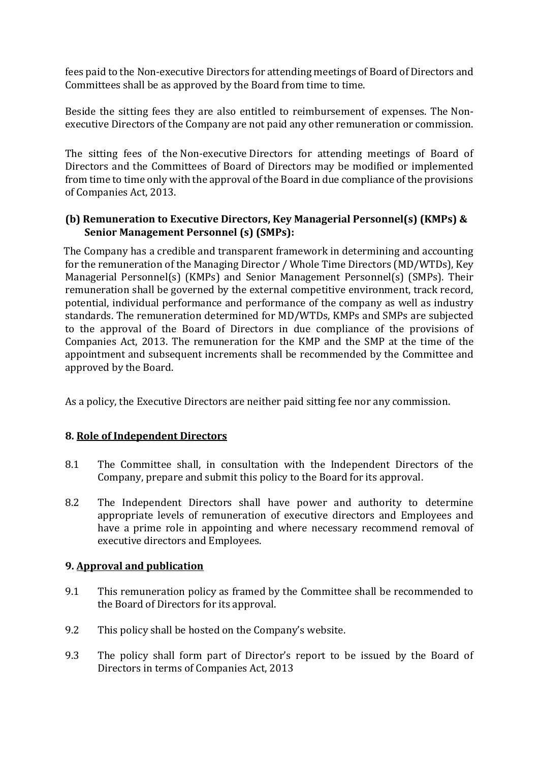fees paid to the Non-executive Directors for attending meetings of Board of Directors and Committees shall be as approved by the Board from time to time.

Beside the sitting fees they are also entitled to reimbursement of expenses. The Non-executive Directors of the Company are not paid any other remuneration or commission.

The sitting fees of the Non-executive Directors for attending meetings of Board of Directors and the Committees of Board of Directors may be modified or implemented from time to time only with the approval of the Board in due compliance of the provisions of Companies Act, 2013.

**(b) Remuneration to Executive Directors, Key Managerial Personnel(s) (KMPs) & Senior Management Personnel (s) (SMPs):**

The Company has a credible and transparent framework in determining and accounting for the remuneration of the Managing Director / Whole Time Directors (MD/WTDs), Key Managerial Personnel(s) (KMPs) and Senior Management Personnel(s) (SMPs). Their remuneration shall be governed by the external competitive environment, track record, potential, individual performance and performance of the company as well as industry standards. The remuneration determined for MD/WTDs, KMPs and SMPs are subjected to the approval of the Board of Directors in due compliance of the provisions of Companies Act, 2013. The remuneration for the KMP and the SMP at the time of the appointment and subsequent increments shall be recommended by the Committee and approved by the Board.

As a policy, the Executive Directors are neither paid sitting fee nor any commission.

**8. Role of Independent Directors**

8.1 The Committee shall, in consultation with the Independent Directors of the Company, prepare and submit this policy to the Board for its approval.

8.2 The Independent Directors shall have power and authority to determine appropriate levels of remuneration of executive directors and Employees and have a prime role in appointing and where necessary recommend removal of executive directors and Employees.

**9. Approval and publication**

9.1 This remuneration policy as framed by the Committee shall be recommended to the Board of Directors for its approval.

9.2 This policy shall be hosted on the Company's website.

9.3 The policy shall form part of Director's report to be issued by the Board of Directors in terms of Companies Act, 2013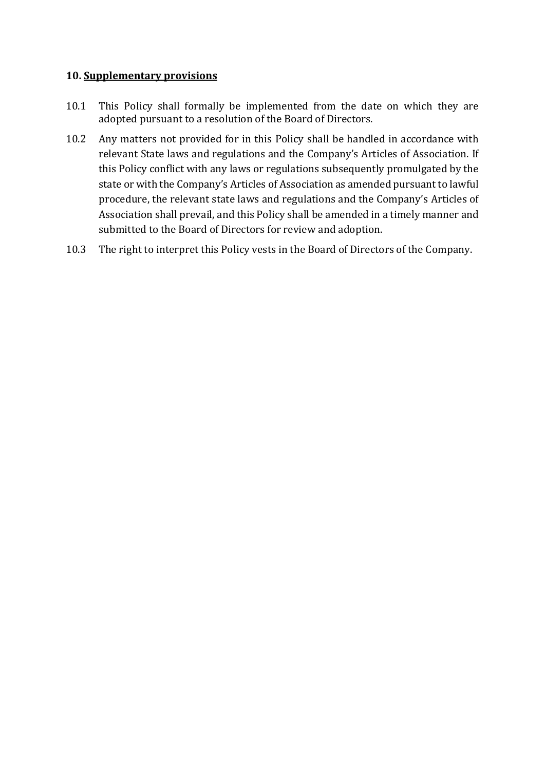## 10. <u>Supplementary provisions</u>

10.1 This Policy shall formally be implemented from the date on which they are adopted pursuant to a resolution of the Board of Directors.

10.2 Any matters not provided for in this Policy shall be handled in accordance with relevant State laws and regulations and the Company's Articles of Association. If this Policy conflict with any laws or regulations subsequently promulgated by the state or with the Company's Articles of Association as amended pursuant to lawful procedure, the relevant state laws and regulations and the Company's Articles of Association shall prevail, and this Policy shall be amended in a timely manner and submitted to the Board of Directors for review and adoption.

10.3 The right to interpret this Policy vests in the Board of Directors of the Company.